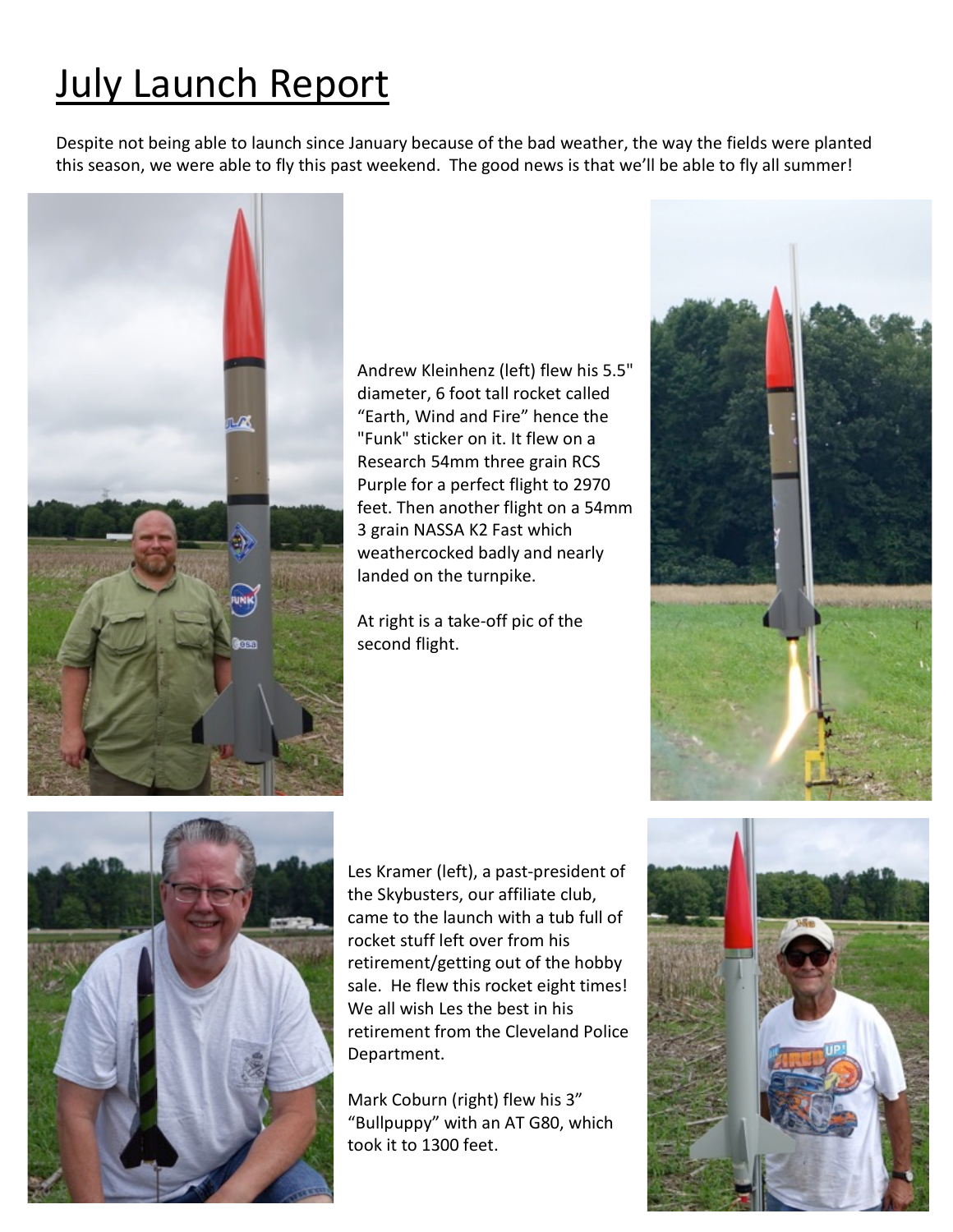# July Launch Report

Despite not being able to launch since January because of the bad weather, the way the fields were planted this season, we were able to fly this past weekend. The good news is that we'll be able to fly all summer!

Andrew Kleinhenz (left) flew his 5.5" diameter, 6 foot tall rocket called "Earth, Wind and Fire" hence the "Funk" sticker on it. It flew on a Research 54mm three grain RCS Purple for a perfect flight to 2970 feet. Then another flight on a 54mm 3 grain NASSA K2 Fast which weathercocked badly and nearly landed on the turnpike.

At right is a take-off pic of the second flight.

Les Kramer (left), a past-president of the Skybusters, our affiliate club, came to the launch with a tub full of rocket stuff left over from his retirement/getting out of the hobby sale. He flew this rocket eight times! We all wish Les the best in his retirement from the Cleveland Police Department.

Mark Coburn (right) flew his 3" "Bullpuppy" with an AT G80, which took it to 1300 feet.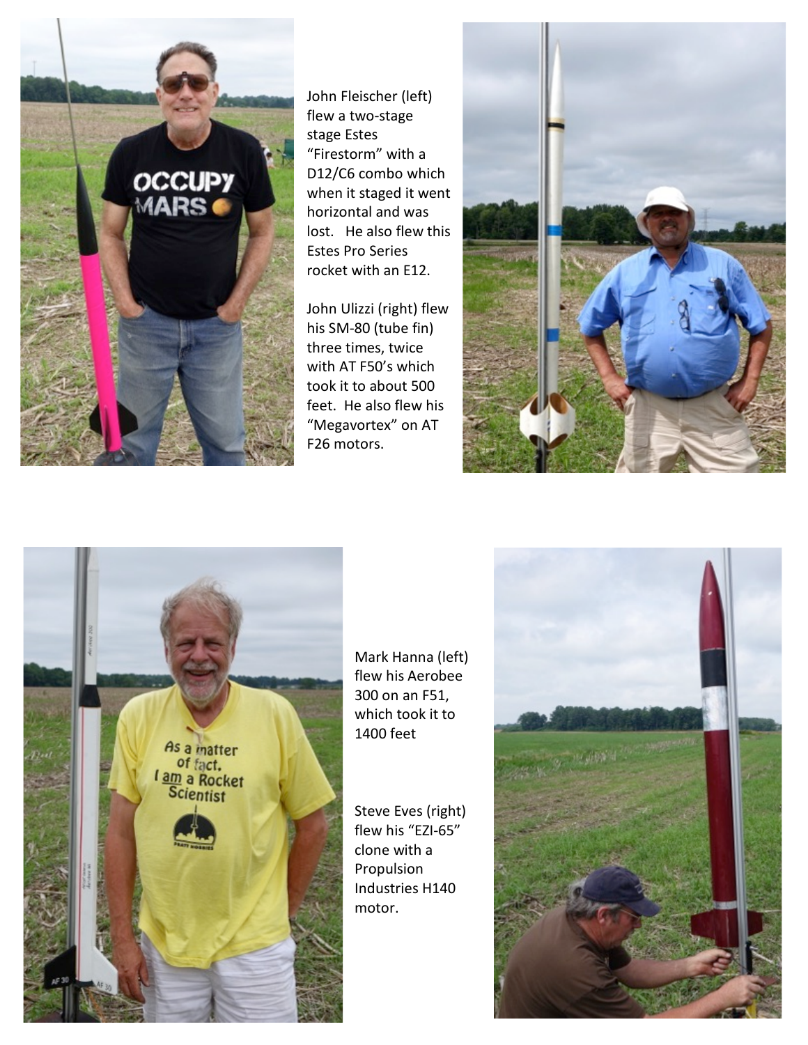John Fleischer (left) flew a two-stage stage Estes "Firestorm" with a D12/C6 combo which when it staged it went horizontal and was lost. He also flew this Estes Pro Series rocket with an E12.

John Ulizzi (right) flew his SM-80 (tube fin) three times, twice with AT F50's which took it to about 500 feet. He also flew his "Megavortex" on AT F26 motors.

Mark Hanna (left) flew his Aerobee 300 on an F51, which took it to 1400 feet

Steve Eves (right) flew his "EZI-65" clone with a Propulsion Industries H140 motor.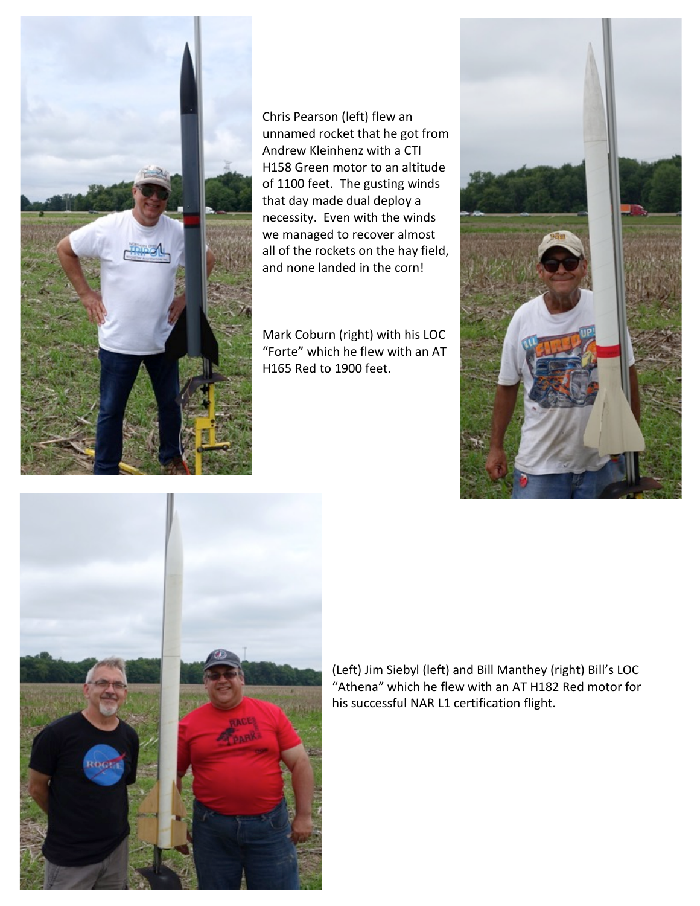Chris Pearson (left) flew an unnamed rocket that he got from Andrew Kleinhenz with a CTI H158 Green motor to an altitude of 1100 feet. The gusting winds that day made dual deploy a necessity. Even with the winds we managed to recover almost all of the rockets on the hay field, and none landed in the corn!

Mark Coburn (right) with his LOC "Forte" which he flew with an AT H165 Red to 1900 feet.

(Left) Jim Siebyl (left) and Bill Manthey (right) Bill's LOC "Athena" which he flew with an AT H182 Red motor for his successful NAR L1 certification flight.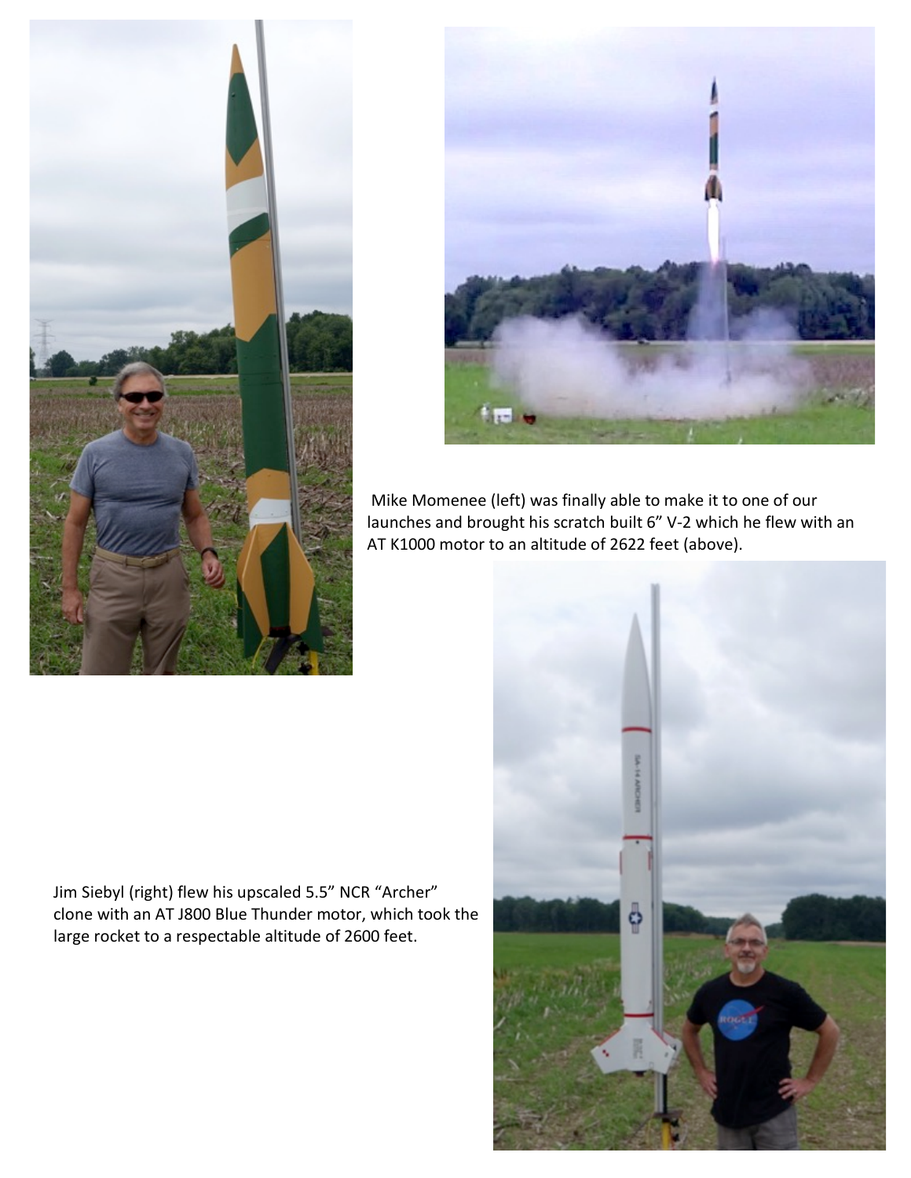Mike Momenee (left) was finally able to make it to one of our launches and brought his scratch built 6" V-2 which he flew with an AT K1000 motor to an altitude of 2622 feet (above).

Jim Siebyl (right) flew his upscaled 5.5" NCR "Archer" clone with an AT J800 Blue Thunder motor, which took the large rocket to a respectable altitude of 2600 feet.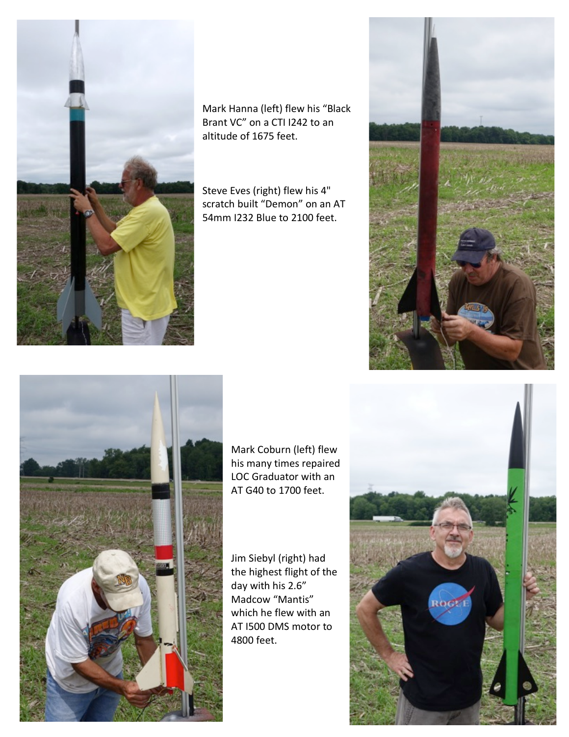Mark Hanna (left) flew his “Black Brant VC” on a CTI I242 to an altitude of 1675 feet.

Steve Eves (right) flew his 4" scratch built “Demon” on an AT 54mm I232 Blue to 2100 feet.

Mark Coburn (left) flew his many times repaired LOC Graduator with an AT G40 to 1700 feet.

Jim Siebyl (right) had the highest flight of the day with his 2.6” Madcow “Mantis” which he flew with an AT I500 DMS motor to 4800 feet.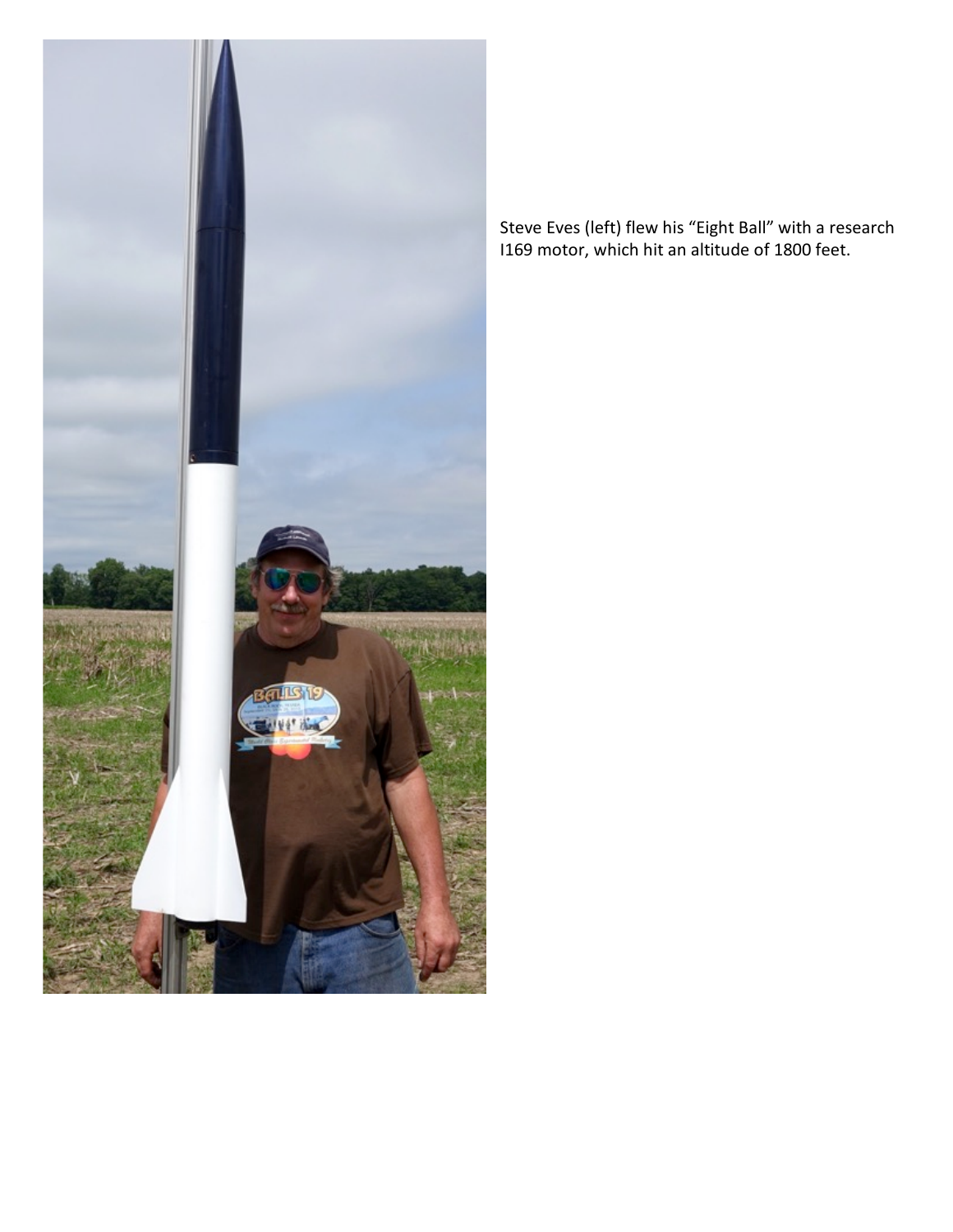Steve Eves (left) flew his “Eight Ball” with a research I169 motor, which hit an altitude of 1800 feet.